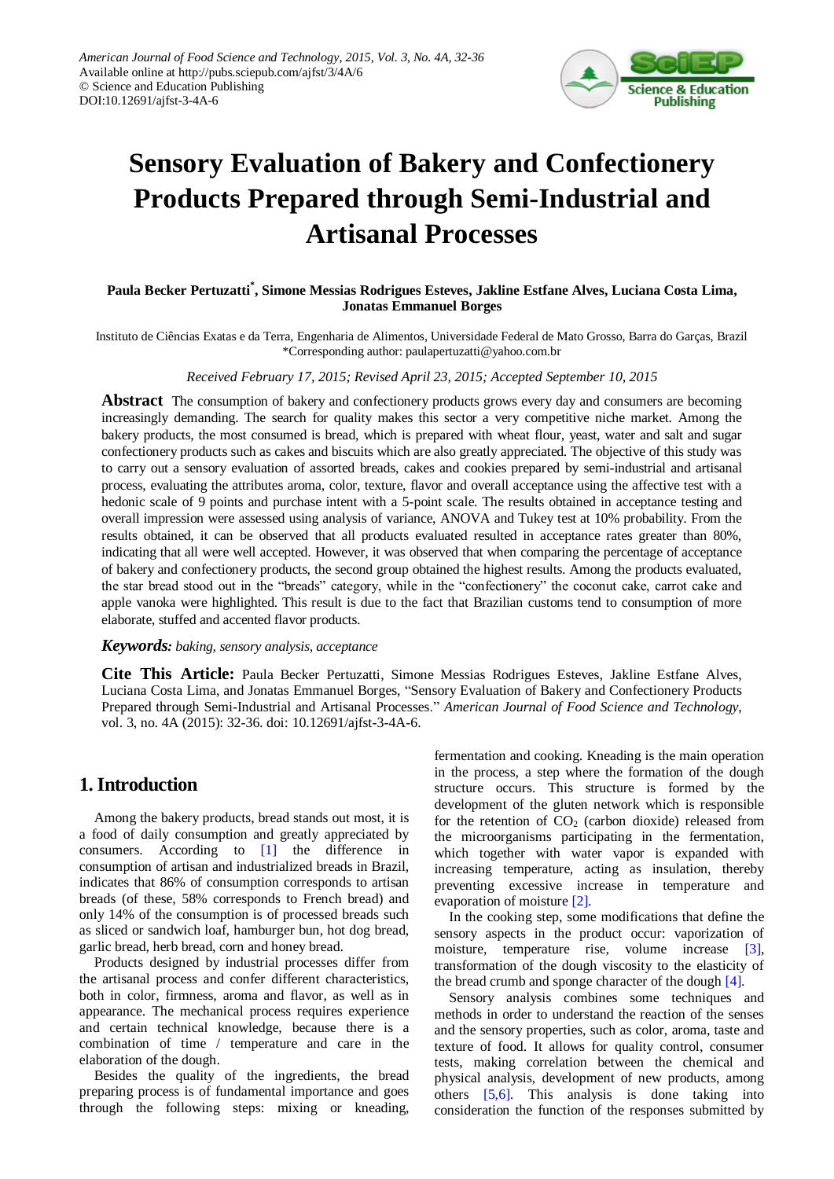American Journal of Food Science and Technology, 2015, Vol. 3, No. 4A, 32-36
Available online at http://pubs.sciepub.com/ajfst/3/4A/6
© Science and Education Publishing
DOI:10.12691/ajfst-3-4A-6

# Sensory Evaluation of Bakery and Confectionery Products Prepared through Semi-Industrial and Artisanal Processes

**Paula Becker Pertuzatti[*], Simone Messias Rodrigues Esteves, Jakline Estfane Alves, Luciana Costa Lima, Jonatas Emmanuel Borges**

Instituto de Ciências Exatas e da Terra, Engenharia de Alimentos, Universidade Federal de Mato Grosso, Barra do Garças, Brazil
*Corresponding author: paulapertuzatti@yahoo.com.br

*Received February 17, 2015; Revised April 23, 2015; Accepted September 10, 2015*

**Abstract** The consumption of bakery and confectionery products grows every day and consumers are becoming increasingly demanding. The search for quality makes this sector a very competitive niche market. Among the bakery products, the most consumed is bread, which is prepared with wheat flour, yeast, water and salt and sugar confectionery products such as cakes and biscuits which are also greatly appreciated. The objective of this study was to carry out a sensory evaluation of assorted breads, cakes and cookies prepared by semi-industrial and artisanal process, evaluating the attributes aroma, color, texture, flavor and overall acceptance using the affective test with a hedonic scale of 9 points and purchase intent with a 5-point scale. The results obtained in acceptance testing and overall impression were assessed using analysis of variance, ANOVA and Tukey test at 10% probability. From the results obtained, it can be observed that all products evaluated resulted in acceptance rates greater than 80%, indicating that all were well accepted. However, it was observed that when comparing the percentage of acceptance of bakery and confectionery products, the second group obtained the highest results. Among the products evaluated, the star bread stood out in the "breads" category, while in the "confectionery" the coconut cake, carrot cake and apple vanoka were highlighted. This result is due to the fact that Brazilian customs tend to consumption of more elaborate, stuffed and accented flavor products.

***Keywords:*** *baking, sensory analysis, acceptance*

**Cite This Article:** Paula Becker Pertuzatti, Simone Messias Rodrigues Esteves, Jakline Estfane Alves, Luciana Costa Lima, and Jonatas Emmanuel Borges, "Sensory Evaluation of Bakery and Confectionery Products Prepared through Semi-Industrial and Artisanal Processes." *American Journal of Food Science and Technology*, vol. 3, no. 4A (2015): 32-36. doi: 10.12691/ajfst-3-4A-6.

## 1. Introduction

Among the bakery products, bread stands out most, it is a food of daily consumption and greatly appreciated by consumers. According to [1] the difference in consumption of artisan and industrialized breads in Brazil, indicates that 86% of consumption corresponds to artisan breads (of these, 58% corresponds to French bread) and only 14% of the consumption is of processed breads such as sliced or sandwich loaf, hamburger bun, hot dog bread, garlic bread, herb bread, corn and honey bread.

Products designed by industrial processes differ from the artisanal process and confer different characteristics, both in color, firmness, aroma and flavor, as well as in appearance. The mechanical process requires experience and certain technical knowledge, because there is a combination of time / temperature and care in the elaboration of the dough.

Besides the quality of the ingredients, the bread preparing process is of fundamental importance and goes through the following steps: mixing or kneading, fermentation and cooking. Kneading is the main operation in the process, a step where the formation of the dough structure occurs. This structure is formed by the development of the gluten network which is responsible for the retention of $CO_2$ (carbon dioxide) released from the microorganisms participating in the fermentation, which together with water vapor is expanded with increasing temperature, acting as insulation, thereby preventing excessive increase in temperature and evaporation of moisture [2].

In the cooking step, some modifications that define the sensory aspects in the product occur: vaporization of moisture, temperature rise, volume increase [3], transformation of the dough viscosity to the elasticity of the bread crumb and sponge character of the dough [4].

Sensory analysis combines some techniques and methods in order to understand the reaction of the senses and the sensory properties, such as color, aroma, taste and texture of food. It allows for quality control, consumer tests, making correlation between the chemical and physical analysis, development of new products, among others [5,6]. This analysis is done taking into consideration the function of the responses submitted by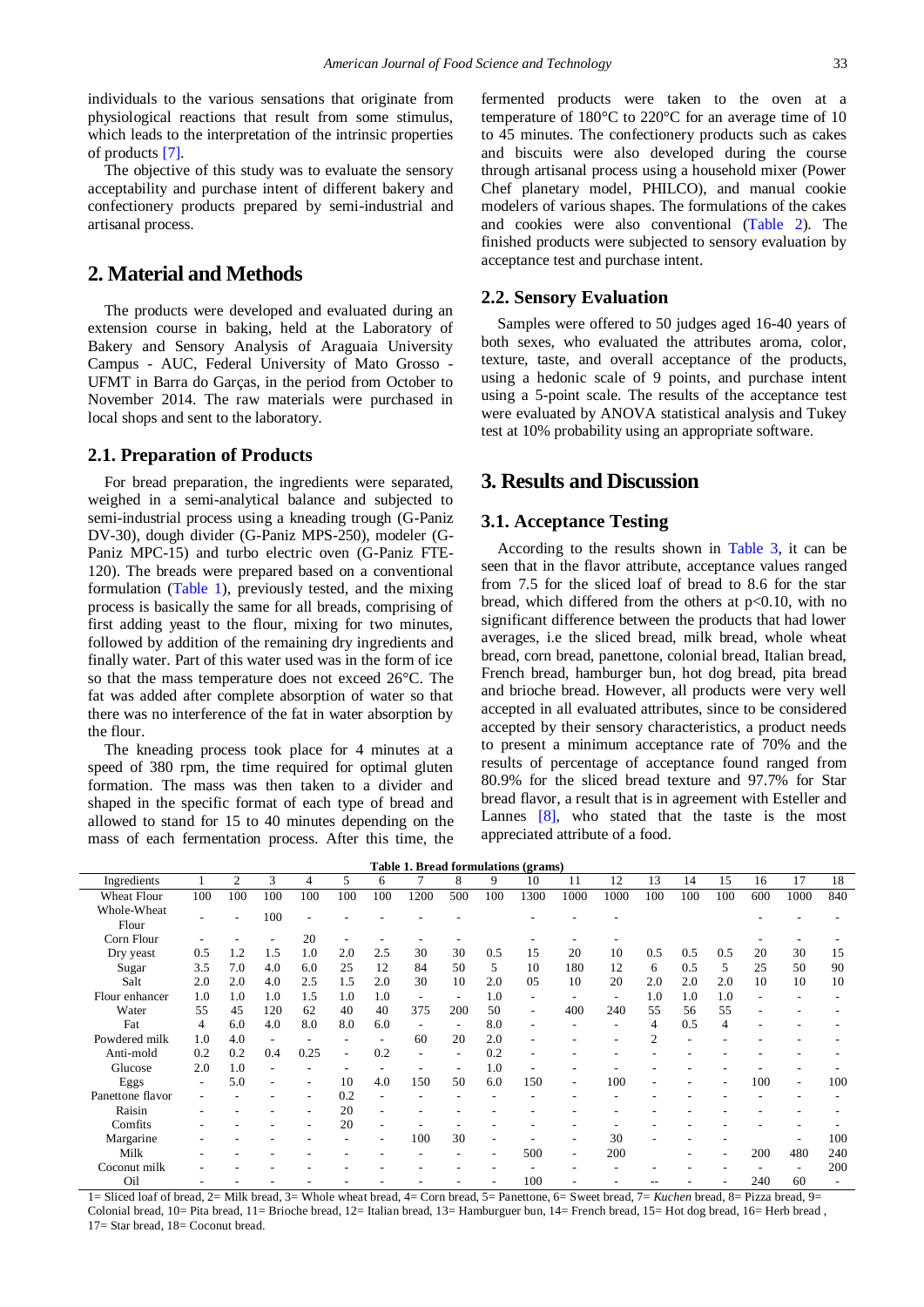individuals to the various sensations that originate from physiological reactions that result from some stimulus, which leads to the interpretation of the intrinsic properties of products [7].

The objective of this study was to evaluate the sensory acceptability and purchase intent of different bakery and confectionery products prepared by semi-industrial and artisanal process.

## 2. Material and Methods

The products were developed and evaluated during an extension course in baking, held at the Laboratory of Bakery and Sensory Analysis of Araguaia University Campus - AUC, Federal University of Mato Grosso - UFMT in Barra do Garças, in the period from October to November 2014. The raw materials were purchased in local shops and sent to the laboratory.

### 2.1. Preparation of Products

For bread preparation, the ingredients were separated, weighed in a semi-analytical balance and subjected to semi-industrial process using a kneading trough (G-Paniz DV-30), dough divider (G-Paniz MPS-250), modeler (G-Paniz MPC-15) and turbo electric oven (G-Paniz FTE-120). The breads were prepared based on a conventional formulation (Table 1), previously tested, and the mixing process is basically the same for all breads, comprising of first adding yeast to the flour, mixing for two minutes, followed by addition of the remaining dry ingredients and finally water. Part of this water used was in the form of ice so that the mass temperature does not exceed 26°C. The fat was added after complete absorption of water so that there was no interference of the fat in water absorption by the flour.

The kneading process took place for 4 minutes at a speed of 380 rpm, the time required for optimal gluten formation. The mass was then taken to a divider and shaped in the specific format of each type of bread and allowed to stand for 15 to 40 minutes depending on the mass of each fermentation process. After this time, the fermented products were taken to the oven at a temperature of 180°C to 220°C for an average time of 10 to 45 minutes. The confectionery products such as cakes and biscuits were also developed during the course through artisanal process using a household mixer (Power Chef planetary model, PHILCO), and manual cookie modelers of various shapes. The formulations of the cakes and cookies were also conventional (Table 2). The finished products were subjected to sensory evaluation by acceptance test and purchase intent.

### 2.2. Sensory Evaluation

Samples were offered to 50 judges aged 16-40 years of both sexes, who evaluated the attributes aroma, color, texture, taste, and overall acceptance of the products, using a hedonic scale of 9 points, and purchase intent using a 5-point scale. The results of the acceptance test were evaluated by ANOVA statistical analysis and Tukey test at 10% probability using an appropriate software.

## 3. Results and Discussion

### 3.1. Acceptance Testing

According to the results shown in Table 3, it can be seen that in the flavor attribute, acceptance values ranged from 7.5 for the sliced loaf of bread to 8.6 for the star bread, which differed from the others at $p<0.10$, with no significant difference between the products that had lower averages, i.e the sliced bread, milk bread, whole wheat bread, corn bread, panettone, colonial bread, Italian bread, French bread, hamburger bun, hot dog bread, pita bread and brioche bread. However, all products were very well accepted in all evaluated attributes, since to be considered accepted by their sensory characteristics, a product needs to present a minimum acceptance rate of 70% and the results of percentage of acceptance found ranged from 80.9% for the sliced bread texture and 97.7% for Star bread flavor, a result that is in agreement with Esteller and Lannes [8], who stated that the taste is the most appreciated attribute of a food.

**Table 1. Bread formulations (grams)**

| Ingredients | 1 | 2 | 3 | 4 | 5 | 6 | 7 | 8 | 9 | 10 | 11 | 12 | 13 | 14 | 15 | 16 | 17 | 18 |
|---|---|---|---|---|---|---|---|---|---|---|---|---|---|---|---|---|---|---|
| Wheat Flour | 100 | 100 | 100 | 100 | 100 | 100 | 1200 | 500 | 100 | 1300 | 1000 | 1000 | 100 | 100 | 100 | 600 | 1000 | 840 |
| Whole-Wheat Flour | - | - | 100 | - | - | - | - | - | - | - | - | - | | | | - | - | - |
| Corn Flour | - | - | - | 20 | - | - | - | - | - | - | - | - | | | | - | - | - |
| Dry yeast | 0.5 | 1.2 | 1.5 | 1.0 | 2.0 | 2.5 | 30 | 30 | 0.5 | 15 | 20 | 10 | 0.5 | 0.5 | 0.5 | 20 | 30 | 15 |
| Sugar | 3.5 | 7.0 | 4.0 | 6.0 | 25 | 12 | 84 | 50 | 5 | 10 | 180 | 12 | 6 | 0.5 | 5 | 25 | 50 | 90 |
| Salt | 2.0 | 2.0 | 4.0 | 2.5 | 1.5 | 2.0 | 30 | 10 | 2.0 | 05 | 10 | 20 | 2.0 | 2.0 | 2.0 | 10 | 10 | 10 |
| Flour enhancer | 1.0 | 1.0 | 1.0 | 1.5 | 1.0 | 1.0 | - | - | 1.0 | - | - | - | 1.0 | 1.0 | 1.0 | - | - | - |
| Water | 55 | 45 | 120 | 62 | 40 | 40 | 375 | 200 | 50 | - | 400 | 240 | 55 | 56 | 55 | - | - | - |
| Fat | 4 | 6.0 | 4.0 | 8.0 | 8.0 | 6.0 | - | - | 8.0 | - | - | - | 4 | 0.5 | 4 | - | - | - |
| Powdered milk | 1.0 | 4.0 | - | - | - | - | 60 | 20 | 2.0 | - | - | - | 2 | - | - | - | - | - |
| Anti-mold | 0.2 | 0.2 | 0.4 | 0.25 | - | 0.2 | - | - | 0.2 | - | - | - | - | - | - | - | - | - |
| Glucose | 2.0 | 1.0 | - | - | - | - | - | - | 1.0 | - | - | - | - | - | - | - | - | - |
| Eggs | - | 5.0 | - | - | 10 | 4.0 | 150 | 50 | 6.0 | 150 | - | 100 | - | - | - | 100 | - | 100 |
| Panettone flavor | - | - | - | - | 0.2 | - | - | - | - | - | - | - | - | - | - | - | - | - |
| Raisin | - | - | - | - | 20 | - | - | - | - | - | - | - | - | - | - | - | - | - |
| Comfits | - | - | - | - | 20 | - | - | - | - | - | - | - | - | - | - | - | - | - |
| Margarine | - | - | - | - | - | - | 100 | 30 | - | - | - | 30 | - | - | - | - | - | 100 |
| Milk | - | - | - | - | - | - | - | - | - | 500 | - | 200 | | - | - | 200 | 480 | 240 |
| Coconut milk | - | - | - | - | - | - | - | - | - | - | - | - | - | - | - | - | - | 200 |
| Oil | - | - | - | - | - | - | - | - | - | 100 | - | - | -- | - | - | 240 | 60 | - |

1= Sliced loaf of bread, 2= Milk bread, 3= Whole wheat bread, 4= Corn bread, 5= Panettone, 6= Sweet bread, 7= *Kuchen* bread, 8= Pizza bread, 9= Colonial bread, 10= Pita bread, 11= Brioche bread, 12= Italian bread, 13= Hamburguer bun, 14= French bread, 15= Hot dog bread, 16= Herb bread , 17= Star bread, 18= Coconut bread.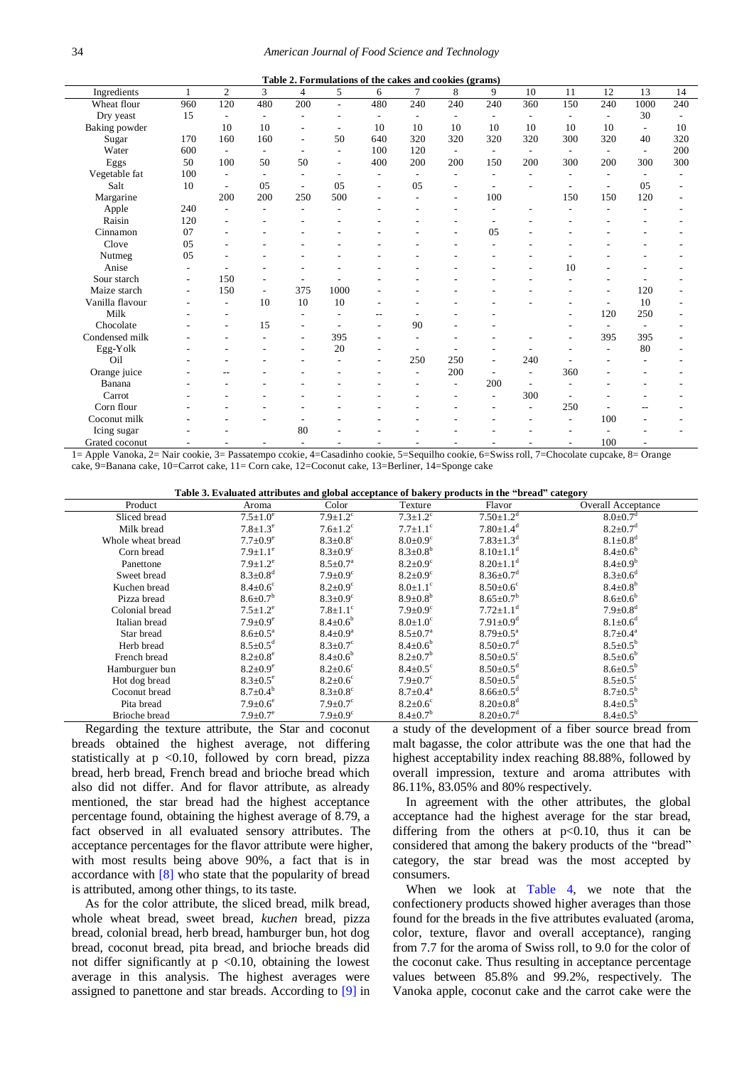**Table 2. Formulations of the cakes and cookies (grams)**

| Ingredients | 1 | 2 | 3 | 4 | 5 | 6 | 7 | 8 | 9 | 10 | 11 | 12 | 13 | 14 |
|---|---|---|---|---|---|---|---|---|---|---|---|---|---|---|
| Wheat flour | 960 | 120 | 480 | 200 | - | 480 | 240 | 240 | 240 | 360 | 150 | 240 | 1000 | 240 |
| Dry yeast | 15 | - | - | - | - | - | - | - | - | - | - | - | 30 | - |
| Baking powder | | 10 | 10 | - | - | 10 | 10 | 10 | 10 | 10 | 10 | 10 | - | 10 |
| Sugar | 170 | 160 | 160 | - | 50 | 640 | 320 | 320 | 320 | 320 | 300 | 320 | 40 | 320 |
| Water | 600 | - | - | - | - | 100 | 120 | - | - | - | - | - | - | 200 |
| Eggs | 50 | 100 | 50 | 50 | - | 400 | 200 | 200 | 150 | 200 | 300 | 200 | 300 | 300 |
| Vegetable fat | 100 | - | - | - | - | - | - | - | - | - | - | - | - | - |
| Salt | 10 | - | 05 | - | 05 | - | 05 | - | - | - | - | - | 05 | - |
| Margarine | | 200 | 200 | 250 | 500 | - | - | - | 100 | | 150 | 150 | 120 | - |
| Apple | 240 | - | - | - | - | - | - | - | - | - | - | - | - | - |
| Raisin | 120 | - | - | - | - | - | - | - | - | - | - | - | - | - |
| Cinnamon | 07 | - | - | - | - | - | - | - | 05 | - | - | - | - | - |
| Clove | 05 | - | - | - | - | - | - | - | - | - | - | - | - | - |
| Nutmeg | 05 | - | - | - | - | - | - | - | - | - | - | - | - | - |
| Anise | - | - | - | - | - | - | - | - | - | - | 10 | - | - | - |
| Sour starch | - | 150 | - | - | - | - | - | - | - | - | - | - | - | - |
| Maize starch | - | 150 | - | 375 | 1000 | - | - | - | - | - | - | - | 120 | - |
| Vanilla flavour | - | - | 10 | 10 | 10 | - | - | - | - | - | - | - | 10 | - |
| Milk | - | - | - | - | - | -- | - | - | - | - | - | 120 | 250 | - |
| Chocolate | - | - | 15 | - | - | - | 90 | - | - | - | - | - | - | - |
| Condensed milk | - | - | - | - | 395 | - | - | - | - | - | - | 395 | 395 | - |
| Egg-Yolk | - | - | - | - | 20 | - | - | - | - | - | - | - | 80 | - |
| Oil | - | - | - | - | - | - | 250 | 250 | - | 240 | - | - | - | - |
| Orange juice | - | -- | - | - | - | - | - | 200 | - | - | 360 | - | - | - |
| Banana | - | - | - | - | - | - | - | - | 200 | - | - | - | - | - |
| Carrot | - | - | - | - | - | - | - | - | - | 300 | - | - | - | - |
| Corn flour | - | - | - | - | - | - | - | - | - | - | 250 | - | -- | - |
| Coconut milk | - | - | - | - | - | - | - | - | - | - | - | 100 | - | - |
| Icing sugar | - | - | - | 80 | - | - | - | - | - | - | - | - | - | - |
| Grated coconut | - | - | - | - | - | - | - | - | - | - | - | 100 | - | - |

1= Apple Vanoka, 2= Nair cookie, 3= Passatempo ccokie, 4=Casadinho cookie, 5=Sequilho cookie, 6=Swiss roll, 7=Chocolate cupcake, 8= Orange cake, 9=Banana cake, 10=Carrot cake, 11= Corn cake, 12=Coconut cake, 13=Berliner, 14=Sponge cake

**Table 3. Evaluated attributes and global acceptance of bakery products in the "bread" category**

| Product | Aroma | Color | Texture | Flavor | Overall Acceptance |
|---|---|---|---|---|---|
| Sliced bread | $7.5±1.0^e$ | $7.9±1.2^c$ | $7.3±1.2^c$ | $7.50±1.2^d$ | $8.0±0.7^d$ |
| Milk bread | $7.8±1.3^e$ | $7.6±1.2^c$ | $7.7±1.1^c$ | $7.80±1.4^d$ | $8.2±0.7^d$ |
| Whole wheat bread | $7.7±0.9^e$ | $8.3±0.8^c$ | $8.0±0.9^c$ | $7.83±1.3^d$ | $8.1±0.8^d$ |
| Corn bread | $7.9±1.1^e$ | $8.3±0.9^c$ | $8.3±0.8^b$ | $8.10±1.1^d$ | $8.4±0.6^b$ |
| Panettone | $7.9±1.2^e$ | $8.5±0.7^a$ | $8.2±0.9^c$ | $8.20±1.1^d$ | $8.4±0.9^b$ |
| Sweet bread | $8.3±0.8^d$ | $7.9±0.9^c$ | $8.2±0.9^c$ | $8.36±0.7^d$ | $8.3±0.6^d$ |
| Kuchen bread | $8.4±0.6^c$ | $8.2±0.9^c$ | $8.0±1.1^c$ | $8.50±0.6^c$ | $8.4±0.8^b$ |
| Pizza bread | $8.6±0.7^b$ | $8.3±0.9^c$ | $8.9±0.8^b$ | $8.65±0.7^b$ | $8.6±0.6^b$ |
| Colonial bread | $7.5±1.2^e$ | $7.8±1.1^c$ | $7.9±0.9^c$ | $7.72±1.1^d$ | $7.9±0.8^d$ |
| Italian bread | $7.9±0.9^e$ | $8.4±0.6^b$ | $8.0±1.0^c$ | $7.91±0.9^d$ | $8.1±0.6^d$ |
| Star bread | $8.6±0.5^a$ | $8.4±0.9^a$ | $8.5±0.7^a$ | $8.79±0.5^a$ | $8.7±0.4^a$ |
| Herb bread | $8.5±0.5^d$ | $8.3±0.7^c$ | $8.4±0.6^b$ | $8.50±0.7^d$ | $8.5±0.5^b$ |
| French bread | $8.2±0.8^e$ | $8.4±0.6^b$ | $8.2±0.7^b$ | $8.50±0.5^c$ | $8.5±0.6^b$ |
| Hamburguer bun | $8.2±0.9^e$ | $8.2±0.6^c$ | $8.4±0.5^c$ | $8.50±0.5^d$ | $8.6±0.5^b$ |
| Hot dog bread | $8.3±0.5^e$ | $8.2±0.6^c$ | $7.9±0.7^c$ | $8.50±0.5^d$ | $8.5±0.5^c$ |
| Coconut bread | $8.7±0.4^b$ | $8.3±0.8^c$ | $8.7±0.4^a$ | $8.66±0.5^d$ | $8.7±0.5^b$ |
| Pita bread | $7.9±0.6^e$ | $7.9±0.7^c$ | $8.2±0.6^c$ | $8.20±0.8^d$ | $8.4±0.5^b$ |
| Brioche bread | $7.9±0.7^e$ | $7.9±0.9^c$ | $8.4±0.7^b$ | $8.20±0.7^d$ | $8.4±0.5^b$ |

Regarding the texture attribute, the Star and coconut breads obtained the highest average, not differing statistically at $p < 0.10$, followed by corn bread, pizza bread, herb bread, French bread and brioche bread which also did not differ. And for flavor attribute, as already mentioned, the star bread had the highest acceptance percentage found, obtaining the highest average of 8.79, a fact observed in all evaluated sensory attributes. The acceptance percentages for the flavor attribute were higher, with most results being above 90%, a fact that is in accordance with [8] who state that the popularity of bread is attributed, among other things, to its taste.

As for the color attribute, the sliced bread, milk bread, whole wheat bread, sweet bread, *kuchen* bread, pizza bread, colonial bread, herb bread, hamburger bun, hot dog bread, coconut bread, pita bread, and brioche breads did not differ significantly at $p < 0.10$, obtaining the lowest average in this analysis. The highest averages were assigned to panettone and star breads. According to [9] in a study of the development of a fiber source bread from malt bagasse, the color attribute was the one that had the highest acceptability index reaching 88.88%, followed by overall impression, texture and aroma attributes with 86.11%, 83.05% and 80% respectively.

In agreement with the other attributes, the global acceptance had the highest average for the star bread, differing from the others at $p < 0.10$, thus it can be considered that among the bakery products of the "bread" category, the star bread was the most accepted by consumers.

When we look at Table 4, we note that the confectionery products showed higher averages than those found for the breads in the five attributes evaluated (aroma, color, texture, flavor and overall acceptance), ranging from 7.7 for the aroma of Swiss roll, to 9.0 for the color of the coconut cake. Thus resulting in acceptance percentage values between 85.8% and 99.2%, respectively. The Vanoka apple, coconut cake and the carrot cake were the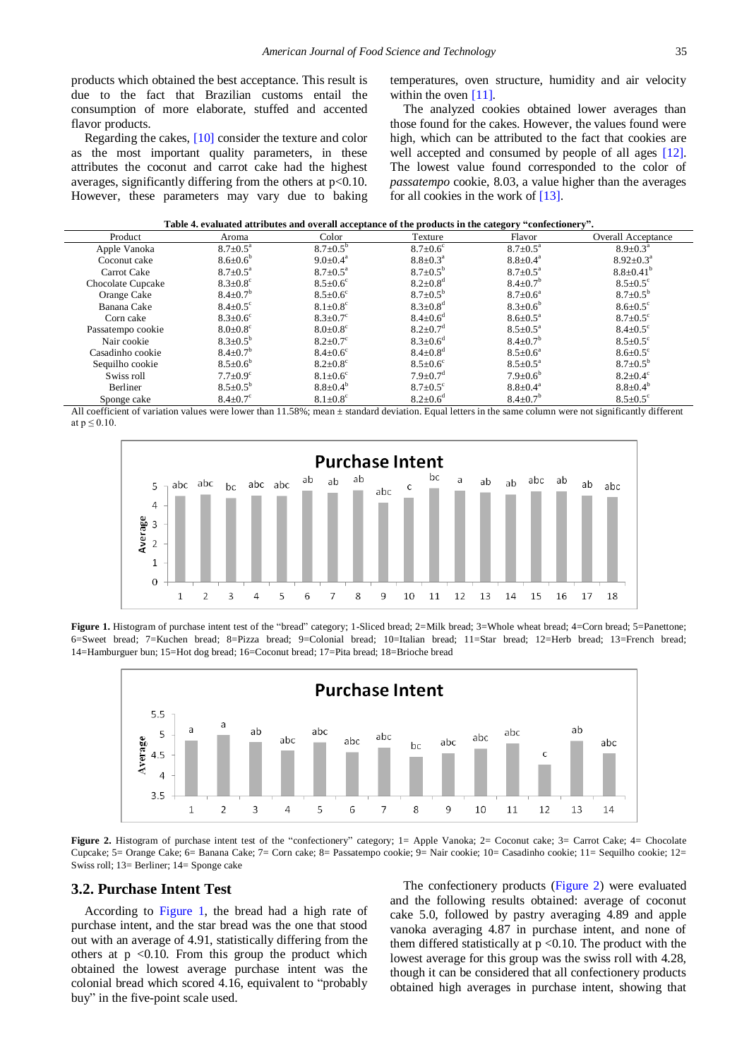products which obtained the best acceptance. This result is due to the fact that Brazilian customs entail the consumption of more elaborate, stuffed and accented flavor products.

Regarding the cakes, [10] consider the texture and color as the most important quality parameters, in these attributes the coconut and carrot cake had the highest averages, significantly differing from the others at $p<0.10$. However, these parameters may vary due to baking temperatures, oven structure, humidity and air velocity within the oven [11].

The analyzed cookies obtained lower averages than those found for the cakes. However, the values found were high, which can be attributed to the fact that cookies are well accepted and consumed by people of all ages [12]. The lowest value found corresponded to the color of *passatempo* cookie, 8.03, a value higher than the averages for all cookies in the work of [13].

**Table 4. evaluated attributes and overall acceptance of the products in the category "confectionery".**

| Product | Aroma | Color | Texture | Flavor | Overall Acceptance |
|---|---|---|---|---|---|
| Apple Vanoka | $8.7\pm0.5^{a}$ | $8.7\pm0.5^{b}$ | $8.7\pm0.6^{c}$ | $8.7\pm0.5^{a}$ | $8.9\pm0.3^{a}$ |
| Coconut cake | $8.6\pm0.6^{b}$ | $9.0\pm0.4^{a}$ | $8.8\pm0.3^{a}$ | $8.8\pm0.4^{a}$ | $8.92\pm0.3^{a}$ |
| Carrot Cake | $8.7\pm0.5^{a}$ | $8.7\pm0.5^{a}$ | $8.7\pm0.5^{b}$ | $8.7\pm0.5^{a}$ | $8.8\pm0.41^{b}$ |
| Chocolate Cupcake | $8.3\pm0.8^{c}$ | $8.5\pm0.6^{c}$ | $8.2\pm0.8^{d}$ | $8.4\pm0.7^{b}$ | $8.5\pm0.5^{c}$ |
| Orange Cake | $8.4\pm0.7^{b}$ | $8.5\pm0.6^{c}$ | $8.7\pm0.5^{b}$ | $8.7\pm0.6^{a}$ | $8.7\pm0.5^{b}$ |
| Banana Cake | $8.4\pm0.5^{c}$ | $8.1\pm0.8^{c}$ | $8.3\pm0.8^{d}$ | $8.3\pm0.6^{b}$ | $8.6\pm0.5^{c}$ |
| Corn cake | $8.3\pm0.6^{c}$ | $8.3\pm0.7^{c}$ | $8.4\pm0.6^{d}$ | $8.6\pm0.5^{a}$ | $8.7\pm0.5^{c}$ |
| Passatempo cookie | $8.0\pm0.8^{c}$ | $8.0\pm0.8^{c}$ | $8.2\pm0.7^{d}$ | $8.5\pm0.5^{a}$ | $8.4\pm0.5^{c}$ |
| Nair cookie | $8.3\pm0.5^{b}$ | $8.2\pm0.7^{c}$ | $8.3\pm0.6^{d}$ | $8.4\pm0.7^{b}$ | $8.5\pm0.5^{c}$ |
| Casadinho cookie | $8.4\pm0.7^{b}$ | $8.4\pm0.6^{c}$ | $8.4\pm0.8^{d}$ | $8.5\pm0.6^{a}$ | $8.6\pm0.5^{c}$ |
| Sequilho cookie | $8.5\pm0.6^{b}$ | $8.2\pm0.8^{c}$ | $8.5\pm0.6^{c}$ | $8.5\pm0.5^{a}$ | $8.7\pm0.5^{b}$ |
| Swiss roll | $7.7\pm0.9^{c}$ | $8.1\pm0.6^{c}$ | $7.9\pm0.7^{d}$ | $7.9\pm0.6^{b}$ | $8.2\pm0.4^{c}$ |
| Berliner | $8.5\pm0.5^{b}$ | $8.8\pm0.4^{b}$ | $8.7\pm0.5^{c}$ | $8.8\pm0.4^{a}$ | $8.8\pm0.4^{b}$ |
| Sponge cake | $8.4\pm0.7^{c}$ | $8.1\pm0.8^{c}$ | $8.2\pm0.6^{d}$ | $8.4\pm0.7^{b}$ | $8.5\pm0.5^{c}$ |

All coefficient of variation values were lower than 11.58%; mean ± standard deviation. Equal letters in the same column were not significantly different at $p \leq 0.10$.

**Figure 1.** Histogram of purchase intent test of the "bread" category; 1-Sliced bread; 2=Milk bread; 3=Whole wheat bread; 4=Corn bread; 5=Panettone; 6=Sweet bread; 7=Kuchen bread; 8=Pizza bread; 9=Colonial bread; 10=Italian bread; 11=Star bread; 12=Herb bread; 13=French bread; 14=Hamburguer bun; 15=Hot dog bread; 16=Coconut bread; 17=Pita bread; 18=Brioche bread

**Figure 2.** Histogram of purchase intent test of the "confectionery" category; 1= Apple Vanoka; 2= Coconut cake; 3= Carrot Cake; 4= Chocolate Cupcake; 5= Orange Cake; 6= Banana Cake; 7= Corn cake; 8= Passatempo cookie; 9= Nair cookie; 10= Casadinho cookie; 11= Sequilho cookie; 12= Swiss roll; 13= Berliner; 14= Sponge cake

## 3.2. Purchase Intent Test

According to Figure 1, the bread had a high rate of purchase intent, and the star bread was the one that stood out with an average of 4.91, statistically differing from the others at $p<0.10$. From this group the product which obtained the lowest average purchase intent was the colonial bread which scored 4.16, equivalent to "probably buy" in the five-point scale used.

The confectionery products (Figure 2) were evaluated and the following results obtained: average of coconut cake 5.0, followed by pastry averaging 4.89 and apple vanoka averaging 4.87 in purchase intent, and none of them differed statistically at $p<0.10$. The product with the lowest average for this group was the swiss roll with 4.28, though it can be considered that all confectionery products obtained high averages in purchase intent, showing that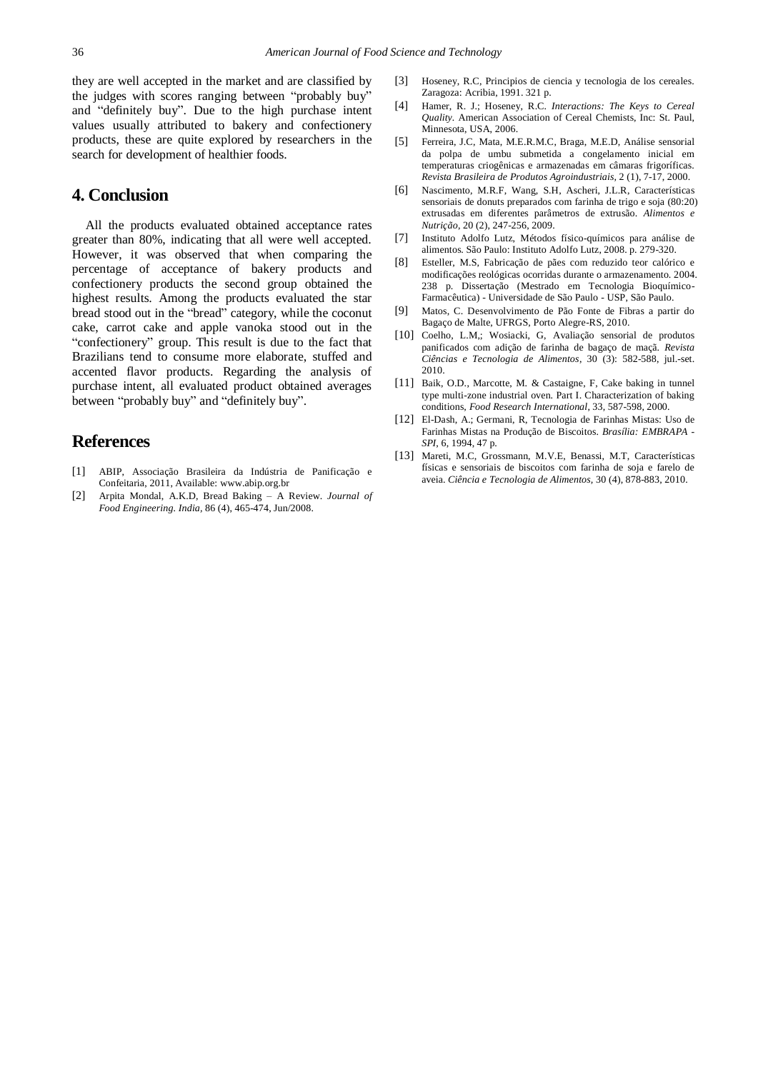they are well accepted in the market and are classified by the judges with scores ranging between “probably buy” and “definitely buy”. Due to the high purchase intent values usually attributed to bakery and confectionery products, these are quite explored by researchers in the search for development of healthier foods.

## 4. Conclusion

All the products evaluated obtained acceptance rates greater than 80%, indicating that all were well accepted. However, it was observed that when comparing the percentage of acceptance of bakery products and confectionery products the second group obtained the highest results. Among the products evaluated the star bread stood out in the “bread” category, while the coconut cake, carrot cake and apple vanoka stood out in the “confectionery” group. This result is due to the fact that Brazilians tend to consume more elaborate, stuffed and accented flavor products. Regarding the analysis of purchase intent, all evaluated product obtained averages between “probably buy” and “definitely buy”.

## References

[1] ABIP, Associação Brasileira da Indústria de Panificação e Confeitaria, 2011, Available: www.abip.org.br

[2] Arpita Mondal, A.K.D, Bread Baking – A Review. *Journal of Food Engineering. India*, 86 (4), 465-474, Jun/2008.

[3] Hoseney, R.C, Principios de ciencia y tecnologia de los cereales. Zaragoza: Acribia, 1991. 321 p.

[4] Hamer, R. J.; Hoseney, R.C. *Interactions: The Keys to Cereal Quality*. American Association of Cereal Chemists, Inc: St. Paul, Minnesota, USA, 2006.

[5] Ferreira, J.C, Mata, M.E.R.M.C, Braga, M.E.D, Análise sensorial da polpa de umbu submetida a congelamento inicial em temperaturas criogênicas e armazenadas em câmaras frigoríficas. *Revista Brasileira de Produtos Agroindustriais*, 2 (1), 7-17, 2000.

[6] Nascimento, M.R.F, Wang, S.H, Ascheri, J.L.R, Características sensoriais de donuts preparados com farinha de trigo e soja (80:20) extrusadas em diferentes parâmetros de extrusão. *Alimentos e Nutrição*, 20 (2), 247-256, 2009.

[7] Instituto Adolfo Lutz, Métodos físico-químicos para análise de alimentos. São Paulo: Instituto Adolfo Lutz, 2008. p. 279-320.

[8] Esteller, M.S, Fabricação de pães com reduzido teor calórico e modificações reológicas ocorridas durante o armazenamento. 2004. 238 p. Dissertação (Mestrado em Tecnologia Bioquímico-Farmacêutica) - Universidade de São Paulo - USP, São Paulo.

[9] Matos, C. Desenvolvimento de Pão Fonte de Fibras a partir do Bagaço de Malte, UFRGS, Porto Alegre-RS, 2010.

[10] Coelho, L.M,; Wosiacki, G, Avaliação sensorial de produtos panificados com adição de farinha de bagaço de maçã. *Revista Ciências e Tecnologia de Alimentos*, 30 (3): 582-588, jul.-set. 2010.

[11] Baik, O.D., Marcotte, M. & Castaigne, F, Cake baking in tunnel type multi-zone industrial oven. Part I. Characterization of baking conditions, *Food Research International*, 33, 587-598, 2000.

[12] El-Dash, A.; Germani, R, Tecnologia de Farinhas Mistas: Uso de Farinhas Mistas na Produção de Biscoitos. *Brasília: EMBRAPA - SPI*, 6, 1994, 47 p.

[13] Mareti, M.C, Grossmann, M.V.E, Benassi, M.T, Características físicas e sensoriais de biscoitos com farinha de soja e farelo de aveia. *Ciência e Tecnologia de Alimentos*, 30 (4), 878-883, 2010.